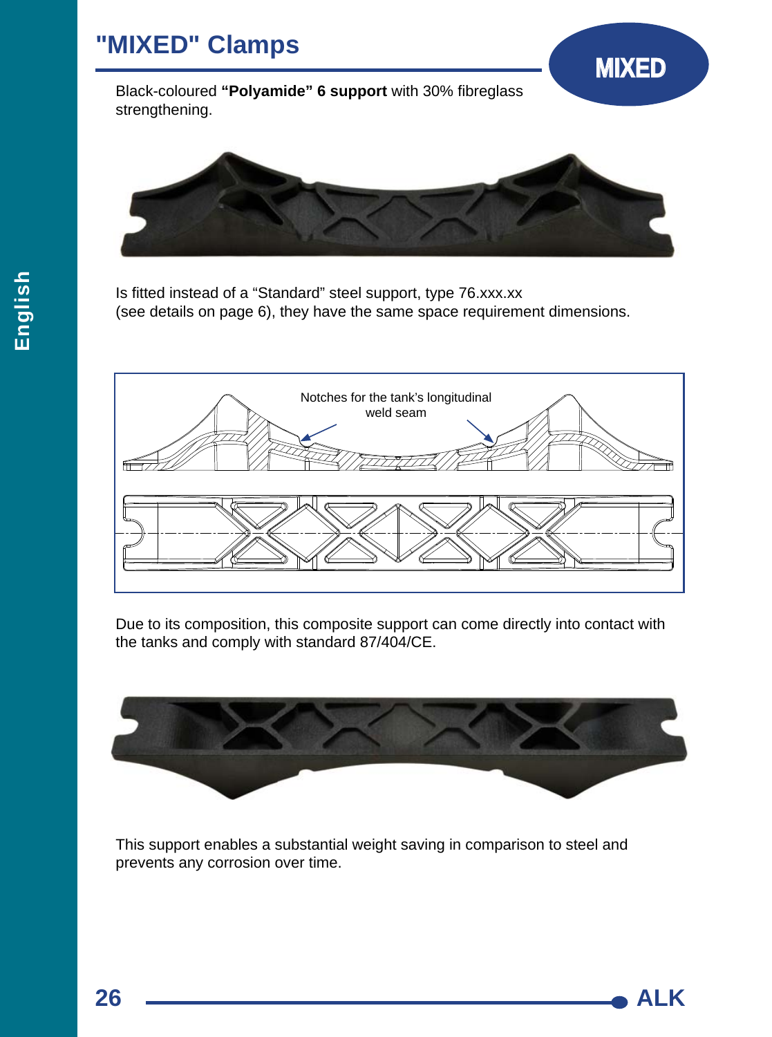# "MIXED" Clamps

MIXED

Black-coloured **"Polyamide" 6 support** with 30% fibreglass strengthening.

Is fitted instead of a "Standard" steel support, type 76.xxx.xx (see details on page 6), they have the same space requirement dimensions.

Notches for the tank's longitudinal weld seam

Due to its composition, this composite support can come directly into contact with the tanks and comply with standard 87/404/CE.

This support enables a substantial weight saving in comparison to steel and prevents any corrosion over time.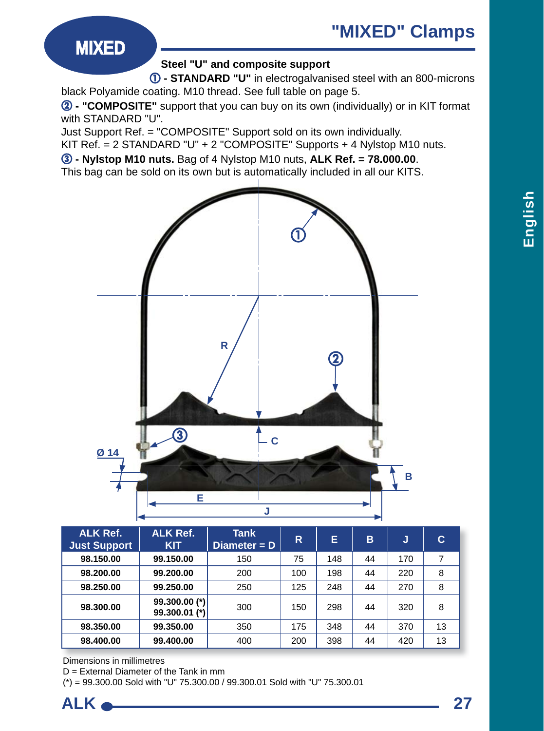# "MIXED" Clamps

MIXED

**Steel "U" and composite support**

① **- STANDARD "U"** in electrogalvanised steel with an 800-microns black Polyamide coating. M10 thread. See full table on page 5.

② **- "COMPOSITE"** support that you can buy on its own (individually) or in KIT format with STANDARD "U".

Just Support Ref. = "COMPOSITE" Support sold on its own individually.

KIT Ref. = 2 STANDARD "U" + 2 "COMPOSITE" Supports + 4 Nylstop M10 nuts.

③ **- Nylstop M10 nuts.** Bag of 4 Nylstop M10 nuts, **ALK Ref. = 78.000.00**.

This bag can be sold on its own but is automatically included in all our KITS.

①
R
②
③
C
Ø 14
B
E
J

| ALK Ref. Just Support | ALK Ref. KIT | Tank Diameter = D | R | E | B | J | C |
|---|---|---|---|---|---|---|---|
| 98.150.00 | 99.150.00 | 150 | 75 | 148 | 44 | 170 | 7 |
| 98.200.00 | 99.200.00 | 200 | 100 | 198 | 44 | 220 | 8 |
| 98.250.00 | 99.250.00 | 250 | 125 | 248 | 44 | 270 | 8 |
| 98.300.00 | 99.300.00 (*) 99.300.01 (*) | 300 | 150 | 298 | 44 | 320 | 8 |
| 98.350.00 | 99.350.00 | 350 | 175 | 348 | 44 | 370 | 13 |
| 98.400.00 | 99.400.00 | 400 | 200 | 398 | 44 | 420 | 13 |

Dimensions in millimetres

D = External Diameter of the Tank in mm

(*) = 99.300.00 Sold with "U" 75.300.00 / 99.300.01 Sold with "U" 75.300.01